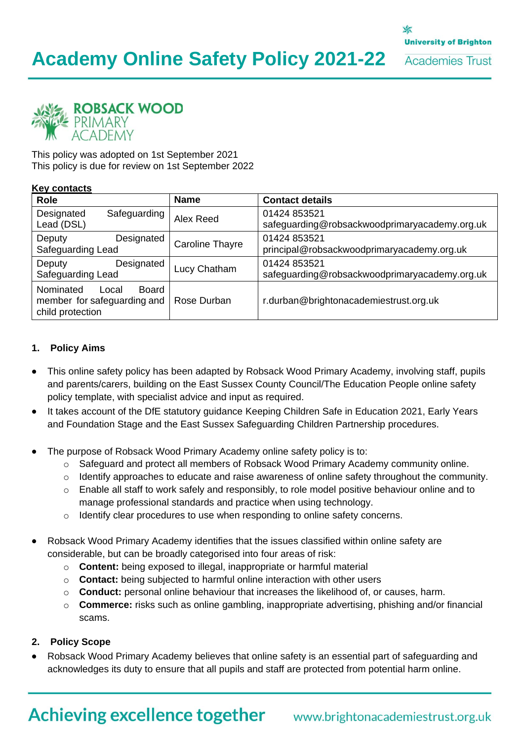# Academy Online Safety Policy 2021-22

ROBSACK WOOD PRIMARY ACADEMY

This policy was adopted on 1st September 2021
This policy is due for review on 1st September 2022

**Key contacts**

| Role | Name | Contact details |
|---|---|---|
| Designated Safeguarding Lead (DSL) | Alex Reed | 01424 853521 safeguarding@robsackwoodprimaryacademy.org.uk |
| Deputy Designated Safeguarding Lead | Caroline Thayre | 01424 853521 principal@robsackwoodprimaryacademy.org.uk |
| Deputy Designated Safeguarding Lead | Lucy Chatham | 01424 853521 safeguarding@robsackwoodprimaryacademy.org.uk |
| Nominated Local Board member for safeguarding and child protection | Rose Durban | r.durban@brightonacademiestrust.org.uk |

## 1. Policy Aims

- This online safety policy has been adapted by Robsack Wood Primary Academy, involving staff, pupils and parents/carers, building on the East Sussex County Council/The Education People online safety policy template, with specialist advice and input as required.
- It takes account of the DfE statutory guidance Keeping Children Safe in Education 2021, Early Years and Foundation Stage and the East Sussex Safeguarding Children Partnership procedures.
- The purpose of Robsack Wood Primary Academy online safety policy is to:
  - Safeguard and protect all members of Robsack Wood Primary Academy community online.
  - Identify approaches to educate and raise awareness of online safety throughout the community.
  - Enable all staff to work safely and responsibly, to role model positive behaviour online and to manage professional standards and practice when using technology.
  - Identify clear procedures to use when responding to online safety concerns.
- Robsack Wood Primary Academy identifies that the issues classified within online safety are considerable, but can be broadly categorised into four areas of risk:
  - **Content:** being exposed to illegal, inappropriate or harmful material
  - **Contact:** being subjected to harmful online interaction with other users
  - **Conduct:** personal online behaviour that increases the likelihood of, or causes, harm.
  - **Commerce:** risks such as online gambling, inappropriate advertising, phishing and/or financial scams.

## 2. Policy Scope

- Robsack Wood Primary Academy believes that online safety is an essential part of safeguarding and acknowledges its duty to ensure that all pupils and staff are protected from potential harm online.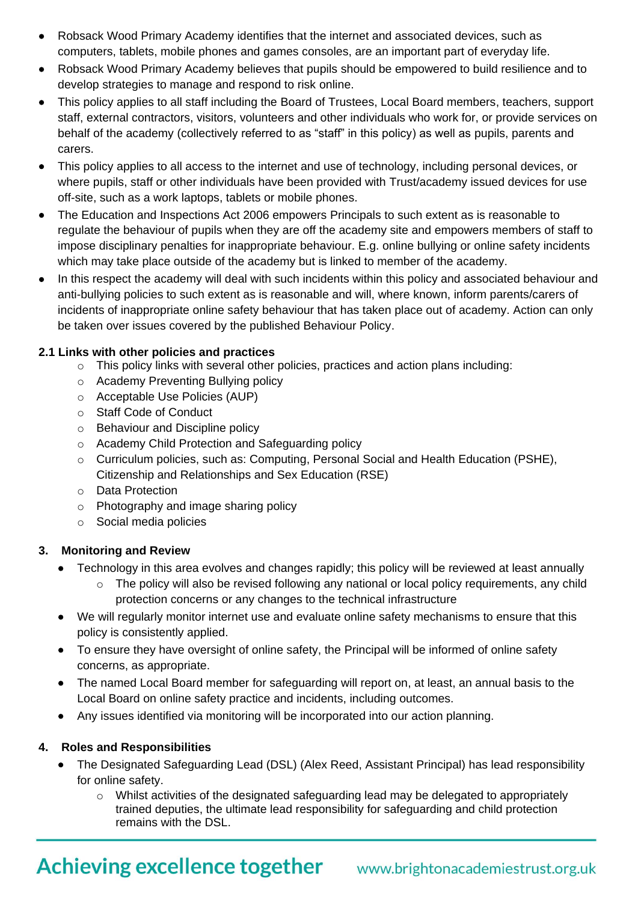- Robsack Wood Primary Academy identifies that the internet and associated devices, such as computers, tablets, mobile phones and games consoles, are an important part of everyday life.
- Robsack Wood Primary Academy believes that pupils should be empowered to build resilience and to develop strategies to manage and respond to risk online.
- This policy applies to all staff including the Board of Trustees, Local Board members, teachers, support staff, external contractors, visitors, volunteers and other individuals who work for, or provide services on behalf of the academy (collectively referred to as "staff" in this policy) as well as pupils, parents and carers.
- This policy applies to all access to the internet and use of technology, including personal devices, or where pupils, staff or other individuals have been provided with Trust/academy issued devices for use off-site, such as a work laptops, tablets or mobile phones.
- The Education and Inspections Act 2006 empowers Principals to such extent as is reasonable to regulate the behaviour of pupils when they are off the academy site and empowers members of staff to impose disciplinary penalties for inappropriate behaviour. E.g. online bullying or online safety incidents which may take place outside of the academy but is linked to member of the academy.
- In this respect the academy will deal with such incidents within this policy and associated behaviour and anti-bullying policies to such extent as is reasonable and will, where known, inform parents/carers of incidents of inappropriate online safety behaviour that has taken place out of academy. Action can only be taken over issues covered by the published Behaviour Policy.

**2.1 Links with other policies and practices**

- This policy links with several other policies, practices and action plans including:
- Academy Preventing Bullying policy
- Acceptable Use Policies (AUP)
- Staff Code of Conduct
- Behaviour and Discipline policy
- Academy Child Protection and Safeguarding policy
- Curriculum policies, such as: Computing, Personal Social and Health Education (PSHE), Citizenship and Relationships and Sex Education (RSE)
- Data Protection
- Photography and image sharing policy
- Social media policies

## 3. Monitoring and Review

- Technology in this area evolves and changes rapidly; this policy will be reviewed at least annually
  - The policy will also be revised following any national or local policy requirements, any child protection concerns or any changes to the technical infrastructure
- We will regularly monitor internet use and evaluate online safety mechanisms to ensure that this policy is consistently applied.
- To ensure they have oversight of online safety, the Principal will be informed of online safety concerns, as appropriate.
- The named Local Board member for safeguarding will report on, at least, an annual basis to the Local Board on online safety practice and incidents, including outcomes.
- Any issues identified via monitoring will be incorporated into our action planning.

## 4. Roles and Responsibilities

- The Designated Safeguarding Lead (DSL) (Alex Reed, Assistant Principal) has lead responsibility for online safety.
  - Whilst activities of the designated safeguarding lead may be delegated to appropriately trained deputies, the ultimate lead responsibility for safeguarding and child protection remains with the DSL.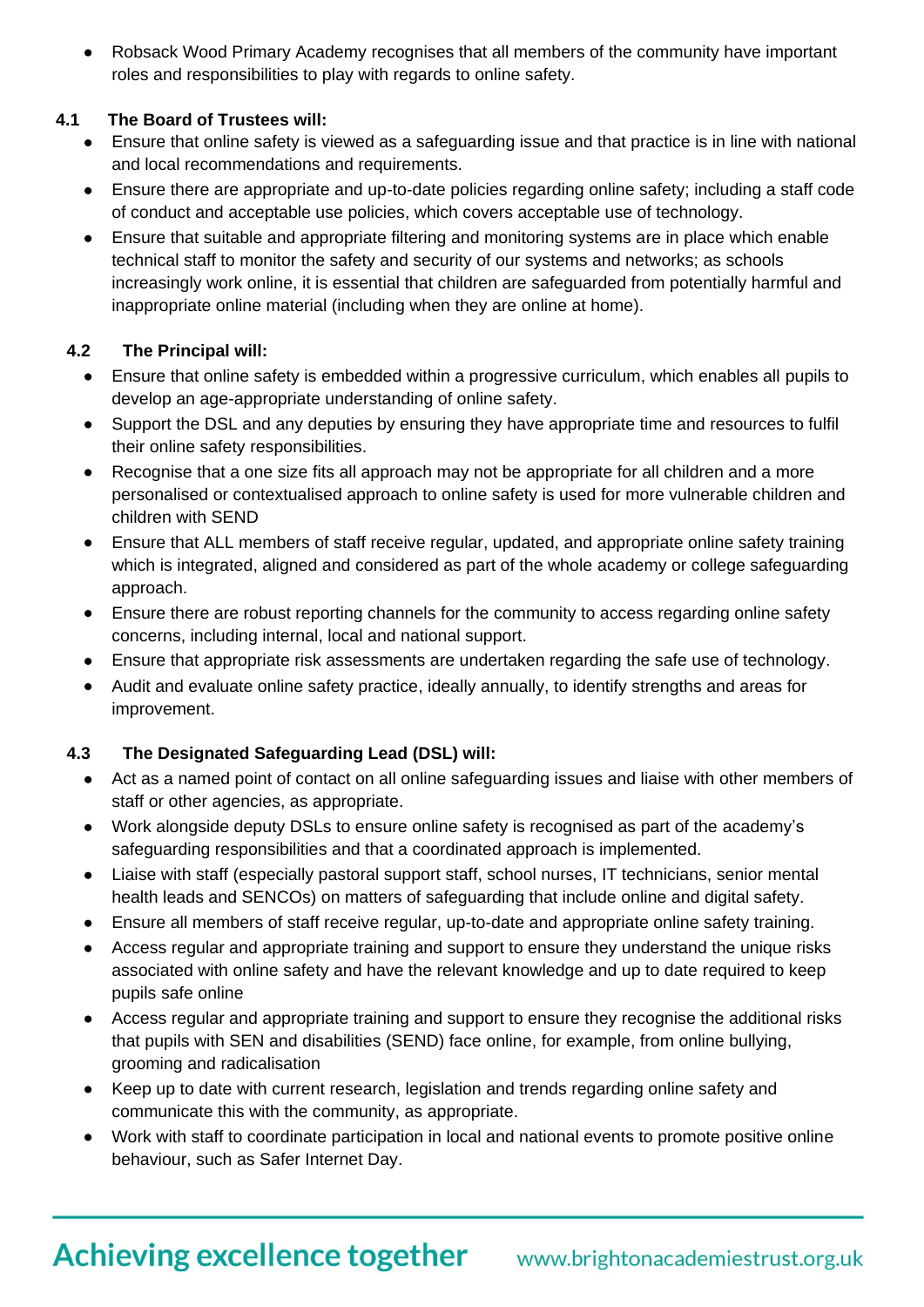- Robsack Wood Primary Academy recognises that all members of the community have important roles and responsibilities to play with regards to online safety.

### 4.1 The Board of Trustees will:

- Ensure that online safety is viewed as a safeguarding issue and that practice is in line with national and local recommendations and requirements.
- Ensure there are appropriate and up-to-date policies regarding online safety; including a staff code of conduct and acceptable use policies, which covers acceptable use of technology.
- Ensure that suitable and appropriate filtering and monitoring systems are in place which enable technical staff to monitor the safety and security of our systems and networks; as schools increasingly work online, it is essential that children are safeguarded from potentially harmful and inappropriate online material (including when they are online at home).

### 4.2 The Principal will:

- Ensure that online safety is embedded within a progressive curriculum, which enables all pupils to develop an age-appropriate understanding of online safety.
- Support the DSL and any deputies by ensuring they have appropriate time and resources to fulfil their online safety responsibilities.
- Recognise that a one size fits all approach may not be appropriate for all children and a more personalised or contextualised approach to online safety is used for more vulnerable children and children with SEND
- Ensure that ALL members of staff receive regular, updated, and appropriate online safety training which is integrated, aligned and considered as part of the whole academy or college safeguarding approach.
- Ensure there are robust reporting channels for the community to access regarding online safety concerns, including internal, local and national support.
- Ensure that appropriate risk assessments are undertaken regarding the safe use of technology.
- Audit and evaluate online safety practice, ideally annually, to identify strengths and areas for improvement.

### 4.3 The Designated Safeguarding Lead (DSL) will:

- Act as a named point of contact on all online safeguarding issues and liaise with other members of staff or other agencies, as appropriate.
- Work alongside deputy DSLs to ensure online safety is recognised as part of the academy's safeguarding responsibilities and that a coordinated approach is implemented.
- Liaise with staff (especially pastoral support staff, school nurses, IT technicians, senior mental health leads and SENCOs) on matters of safeguarding that include online and digital safety.
- Ensure all members of staff receive regular, up-to-date and appropriate online safety training.
- Access regular and appropriate training and support to ensure they understand the unique risks associated with online safety and have the relevant knowledge and up to date required to keep pupils safe online
- Access regular and appropriate training and support to ensure they recognise the additional risks that pupils with SEN and disabilities (SEND) face online, for example, from online bullying, grooming and radicalisation
- Keep up to date with current research, legislation and trends regarding online safety and communicate this with the community, as appropriate.
- Work with staff to coordinate participation in local and national events to promote positive online behaviour, such as Safer Internet Day.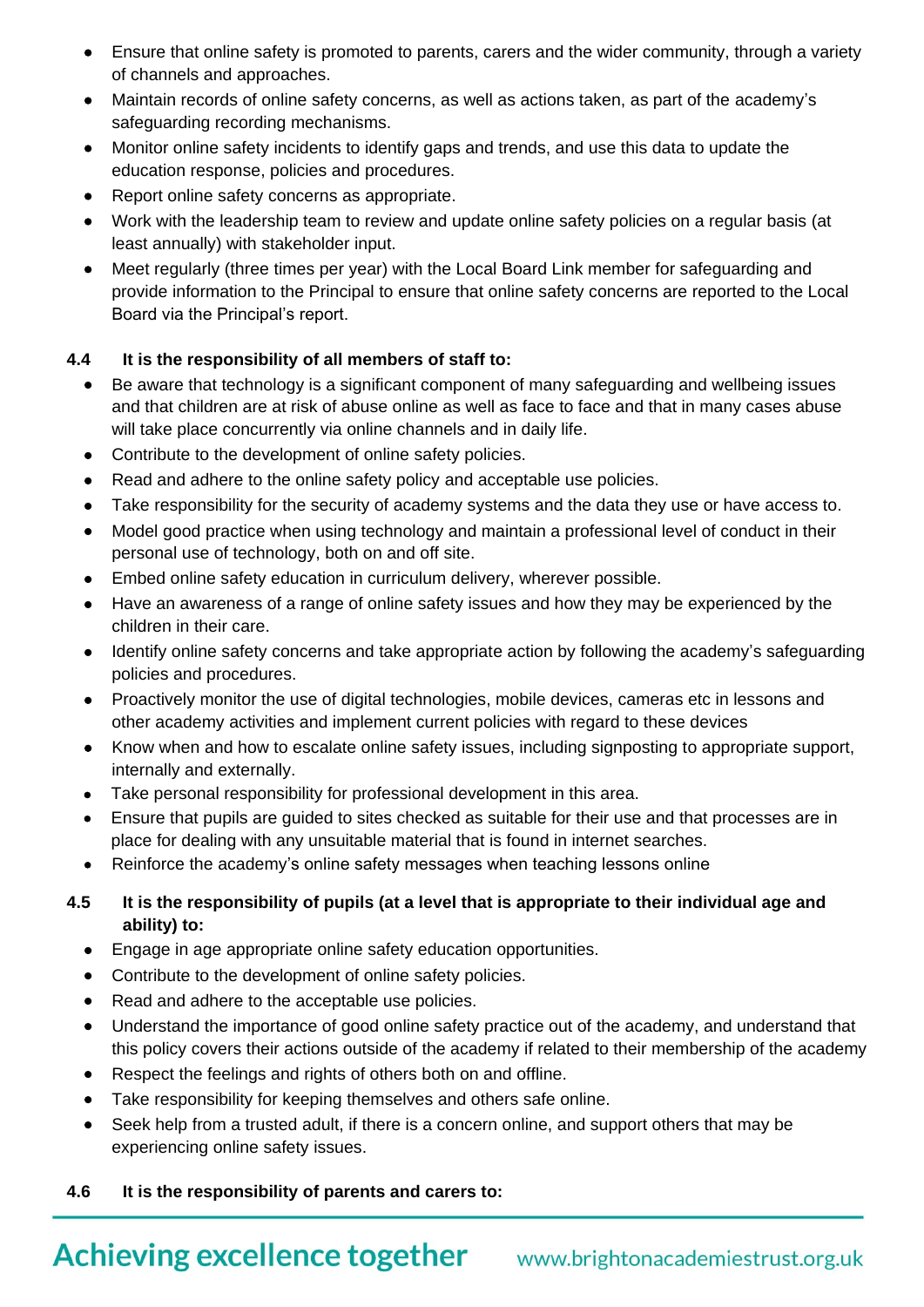- Ensure that online safety is promoted to parents, carers and the wider community, through a variety of channels and approaches.
- Maintain records of online safety concerns, as well as actions taken, as part of the academy's safeguarding recording mechanisms.
- Monitor online safety incidents to identify gaps and trends, and use this data to update the education response, policies and procedures.
- Report online safety concerns as appropriate.
- Work with the leadership team to review and update online safety policies on a regular basis (at least annually) with stakeholder input.
- Meet regularly (three times per year) with the Local Board Link member for safeguarding and provide information to the Principal to ensure that online safety concerns are reported to the Local Board via the Principal's report.

**4.4 It is the responsibility of all members of staff to:**

- Be aware that technology is a significant component of many safeguarding and wellbeing issues and that children are at risk of abuse online as well as face to face and that in many cases abuse will take place concurrently via online channels and in daily life.
- Contribute to the development of online safety policies.
- Read and adhere to the online safety policy and acceptable use policies.
- Take responsibility for the security of academy systems and the data they use or have access to.
- Model good practice when using technology and maintain a professional level of conduct in their personal use of technology, both on and off site.
- Embed online safety education in curriculum delivery, wherever possible.
- Have an awareness of a range of online safety issues and how they may be experienced by the children in their care.
- Identify online safety concerns and take appropriate action by following the academy's safeguarding policies and procedures.
- Proactively monitor the use of digital technologies, mobile devices, cameras etc in lessons and other academy activities and implement current policies with regard to these devices
- Know when and how to escalate online safety issues, including signposting to appropriate support, internally and externally.
- Take personal responsibility for professional development in this area.
- Ensure that pupils are guided to sites checked as suitable for their use and that processes are in place for dealing with any unsuitable material that is found in internet searches.
- Reinforce the academy's online safety messages when teaching lessons online

**4.5 It is the responsibility of pupils (at a level that is appropriate to their individual age and ability) to:**

- Engage in age appropriate online safety education opportunities.
- Contribute to the development of online safety policies.
- Read and adhere to the acceptable use policies.
- Understand the importance of good online safety practice out of the academy, and understand that this policy covers their actions outside of the academy if related to their membership of the academy
- Respect the feelings and rights of others both on and offline.
- Take responsibility for keeping themselves and others safe online.
- Seek help from a trusted adult, if there is a concern online, and support others that may be experiencing online safety issues.

**4.6 It is the responsibility of parents and carers to:**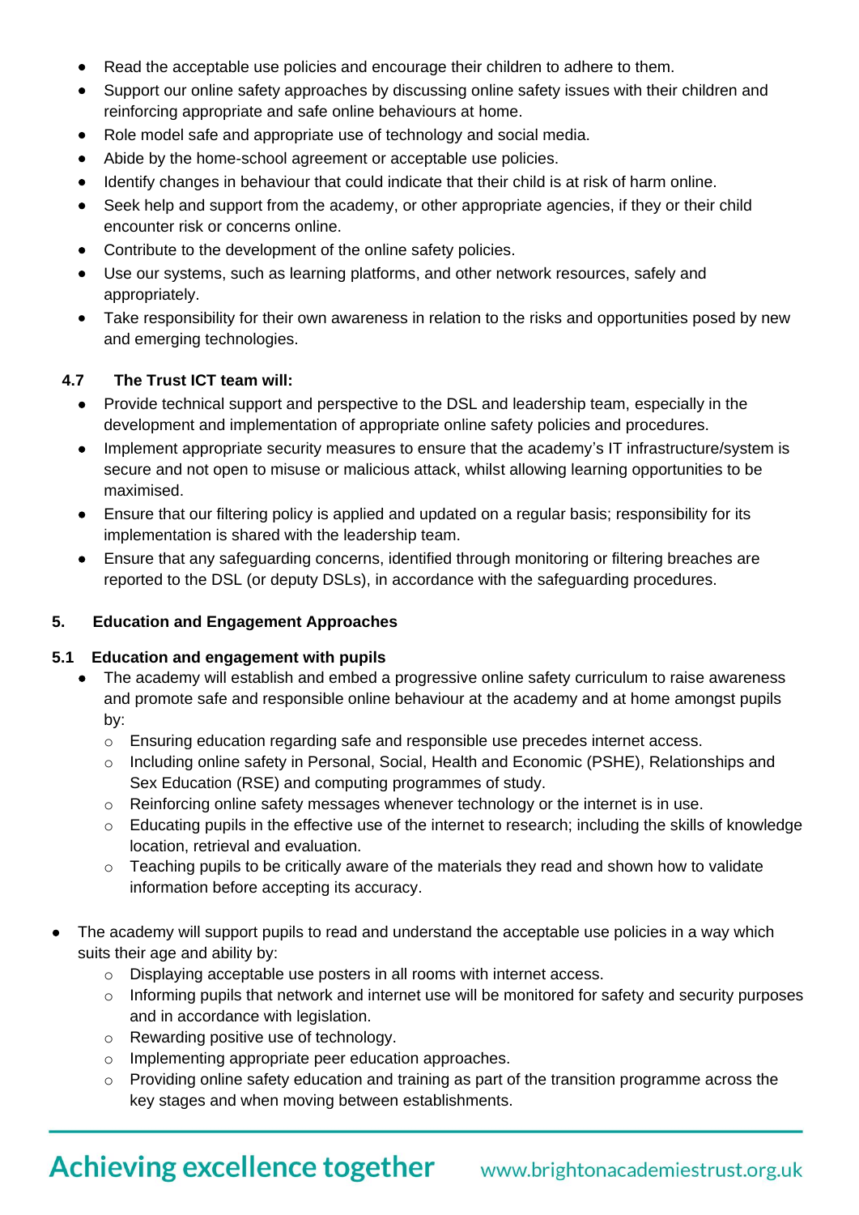- Read the acceptable use policies and encourage their children to adhere to them.
- Support our online safety approaches by discussing online safety issues with their children and reinforcing appropriate and safe online behaviours at home.
- Role model safe and appropriate use of technology and social media.
- Abide by the home-school agreement or acceptable use policies.
- Identify changes in behaviour that could indicate that their child is at risk of harm online.
- Seek help and support from the academy, or other appropriate agencies, if they or their child encounter risk or concerns online.
- Contribute to the development of the online safety policies.
- Use our systems, such as learning platforms, and other network resources, safely and appropriately.
- Take responsibility for their own awareness in relation to the risks and opportunities posed by new and emerging technologies.

### 4.7 The Trust ICT team will:

- Provide technical support and perspective to the DSL and leadership team, especially in the development and implementation of appropriate online safety policies and procedures.
- Implement appropriate security measures to ensure that the academy's IT infrastructure/system is secure and not open to misuse or malicious attack, whilst allowing learning opportunities to be maximised.
- Ensure that our filtering policy is applied and updated on a regular basis; responsibility for its implementation is shared with the leadership team.
- Ensure that any safeguarding concerns, identified through monitoring or filtering breaches are reported to the DSL (or deputy DSLs), in accordance with the safeguarding procedures.

## 5. Education and Engagement Approaches

### 5.1 Education and engagement with pupils

- The academy will establish and embed a progressive online safety curriculum to raise awareness and promote safe and responsible online behaviour at the academy and at home amongst pupils by:
  - Ensuring education regarding safe and responsible use precedes internet access.
  - Including online safety in Personal, Social, Health and Economic (PSHE), Relationships and Sex Education (RSE) and computing programmes of study.
  - Reinforcing online safety messages whenever technology or the internet is in use.
  - Educating pupils in the effective use of the internet to research; including the skills of knowledge location, retrieval and evaluation.
  - Teaching pupils to be critically aware of the materials they read and shown how to validate information before accepting its accuracy.

- The academy will support pupils to read and understand the acceptable use policies in a way which suits their age and ability by:
  - Displaying acceptable use posters in all rooms with internet access.
  - Informing pupils that network and internet use will be monitored for safety and security purposes and in accordance with legislation.
  - Rewarding positive use of technology.
  - Implementing appropriate peer education approaches.
  - Providing online safety education and training as part of the transition programme across the key stages and when moving between establishments.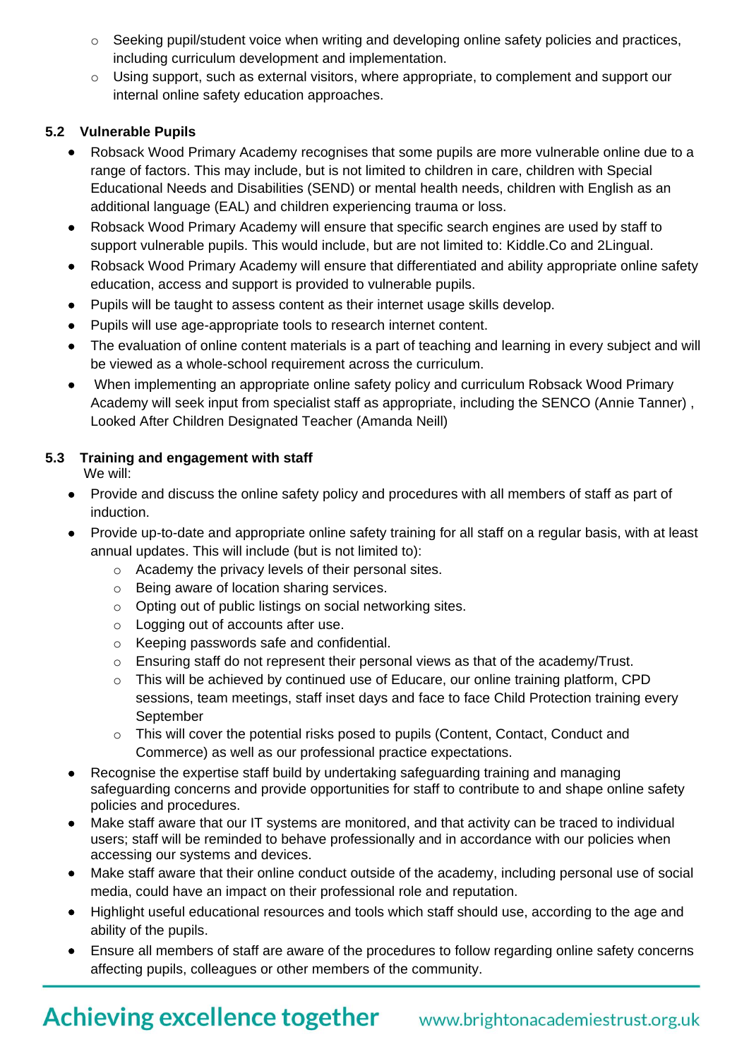- Seeking pupil/student voice when writing and developing online safety policies and practices, including curriculum development and implementation.
  - Using support, such as external visitors, where appropriate, to complement and support our internal online safety education approaches.

### 5.2 Vulnerable Pupils

- Robsack Wood Primary Academy recognises that some pupils are more vulnerable online due to a range of factors. This may include, but is not limited to children in care, children with Special Educational Needs and Disabilities (SEND) or mental health needs, children with English as an additional language (EAL) and children experiencing trauma or loss.
- Robsack Wood Primary Academy will ensure that specific search engines are used by staff to support vulnerable pupils. This would include, but are not limited to: Kiddle.Co and 2Lingual.
- Robsack Wood Primary Academy will ensure that differentiated and ability appropriate online safety education, access and support is provided to vulnerable pupils.
- Pupils will be taught to assess content as their internet usage skills develop.
- Pupils will use age-appropriate tools to research internet content.
- The evaluation of online content materials is a part of teaching and learning in every subject and will be viewed as a whole-school requirement across the curriculum.
- When implementing an appropriate online safety policy and curriculum Robsack Wood Primary Academy will seek input from specialist staff as appropriate, including the SENCO (Annie Tanner) , Looked After Children Designated Teacher (Amanda Neill)

### 5.3 Training and engagement with staff

We will:

- Provide and discuss the online safety policy and procedures with all members of staff as part of induction.
- Provide up-to-date and appropriate online safety training for all staff on a regular basis, with at least annual updates. This will include (but is not limited to):
  - Academy the privacy levels of their personal sites.
  - Being aware of location sharing services.
  - Opting out of public listings on social networking sites.
  - Logging out of accounts after use.
  - Keeping passwords safe and confidential.
  - Ensuring staff do not represent their personal views as that of the academy/Trust.
  - This will be achieved by continued use of Educare, our online training platform, CPD sessions, team meetings, staff inset days and face to face Child Protection training every September
  - This will cover the potential risks posed to pupils (Content, Contact, Conduct and Commerce) as well as our professional practice expectations.
- Recognise the expertise staff build by undertaking safeguarding training and managing safeguarding concerns and provide opportunities for staff to contribute to and shape online safety policies and procedures.
- Make staff aware that our IT systems are monitored, and that activity can be traced to individual users; staff will be reminded to behave professionally and in accordance with our policies when accessing our systems and devices.
- Make staff aware that their online conduct outside of the academy, including personal use of social media, could have an impact on their professional role and reputation.
- Highlight useful educational resources and tools which staff should use, according to the age and ability of the pupils.
- Ensure all members of staff are aware of the procedures to follow regarding online safety concerns affecting pupils, colleagues or other members of the community.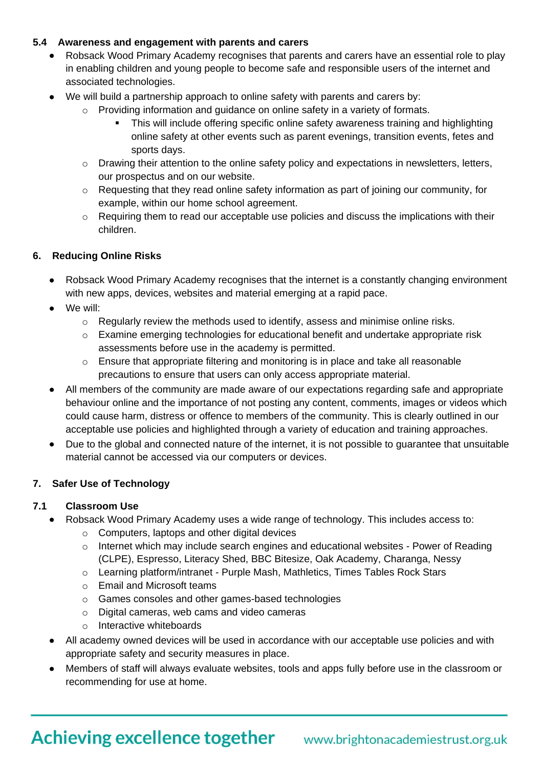### 5.4 Awareness and engagement with parents and carers

- Robsack Wood Primary Academy recognises that parents and carers have an essential role to play in enabling children and young people to become safe and responsible users of the internet and associated technologies.
- We will build a partnership approach to online safety with parents and carers by:
    - Providing information and guidance on online safety in a variety of formats.
        - This will include offering specific online safety awareness training and highlighting online safety at other events such as parent evenings, transition events, fetes and sports days.
    - Drawing their attention to the online safety policy and expectations in newsletters, letters, our prospectus and on our website.
    - Requesting that they read online safety information as part of joining our community, for example, within our home school agreement.
    - Requiring them to read our acceptable use policies and discuss the implications with their children.

## 6. Reducing Online Risks

- Robsack Wood Primary Academy recognises that the internet is a constantly changing environment with new apps, devices, websites and material emerging at a rapid pace.
- We will:
    - Regularly review the methods used to identify, assess and minimise online risks.
    - Examine emerging technologies for educational benefit and undertake appropriate risk assessments before use in the academy is permitted.
    - Ensure that appropriate filtering and monitoring is in place and take all reasonable precautions to ensure that users can only access appropriate material.
- All members of the community are made aware of our expectations regarding safe and appropriate behaviour online and the importance of not posting any content, comments, images or videos which could cause harm, distress or offence to members of the community. This is clearly outlined in our acceptable use policies and highlighted through a variety of education and training approaches.
- Due to the global and connected nature of the internet, it is not possible to guarantee that unsuitable material cannot be accessed via our computers or devices.

## 7. Safer Use of Technology

### 7.1 Classroom Use

- Robsack Wood Primary Academy uses a wide range of technology. This includes access to:
    - Computers, laptops and other digital devices
    - Internet which may include search engines and educational websites - Power of Reading (CLPE), Espresso, Literacy Shed, BBC Bitesize, Oak Academy, Charanga, Nessy
    - Learning platform/intranet - Purple Mash, Mathletics, Times Tables Rock Stars
    - Email and Microsoft teams
    - Games consoles and other games-based technologies
    - Digital cameras, web cams and video cameras
    - Interactive whiteboards
- All academy owned devices will be used in accordance with our acceptable use policies and with appropriate safety and security measures in place.
- Members of staff will always evaluate websites, tools and apps fully before use in the classroom or recommending for use at home.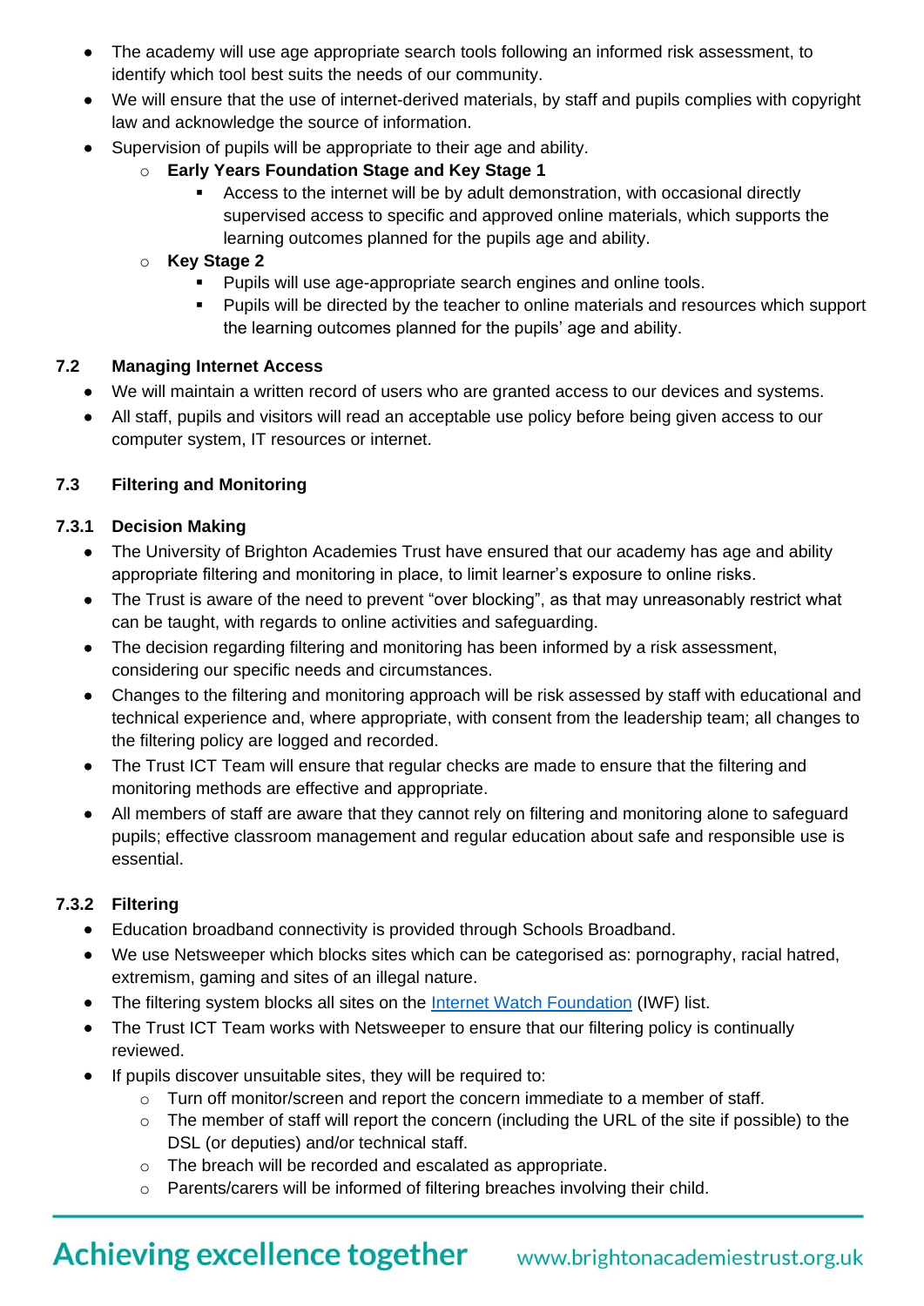- The academy will use age appropriate search tools following an informed risk assessment, to identify which tool best suits the needs of our community.
- We will ensure that the use of internet-derived materials, by staff and pupils complies with copyright law and acknowledge the source of information.
- Supervision of pupils will be appropriate to their age and ability.
  - **Early Years Foundation Stage and Key Stage 1**
    - Access to the internet will be by adult demonstration, with occasional directly supervised access to specific and approved online materials, which supports the learning outcomes planned for the pupils age and ability.
  - **Key Stage 2**
    - Pupils will use age-appropriate search engines and online tools.
    - Pupils will be directed by the teacher to online materials and resources which support the learning outcomes planned for the pupils' age and ability.

### 7.2 Managing Internet Access

- We will maintain a written record of users who are granted access to our devices and systems.
- All staff, pupils and visitors will read an acceptable use policy before being given access to our computer system, IT resources or internet.

### 7.3 Filtering and Monitoring

#### 7.3.1 Decision Making

- The University of Brighton Academies Trust have ensured that our academy has age and ability appropriate filtering and monitoring in place, to limit learner's exposure to online risks.
- The Trust is aware of the need to prevent "over blocking", as that may unreasonably restrict what can be taught, with regards to online activities and safeguarding.
- The decision regarding filtering and monitoring has been informed by a risk assessment, considering our specific needs and circumstances.
- Changes to the filtering and monitoring approach will be risk assessed by staff with educational and technical experience and, where appropriate, with consent from the leadership team; all changes to the filtering policy are logged and recorded.
- The Trust ICT Team will ensure that regular checks are made to ensure that the filtering and monitoring methods are effective and appropriate.
- All members of staff are aware that they cannot rely on filtering and monitoring alone to safeguard pupils; effective classroom management and regular education about safe and responsible use is essential.

#### 7.3.2 Filtering

- Education broadband connectivity is provided through Schools Broadband.
- We use Netsweeper which blocks sites which can be categorised as: pornography, racial hatred, extremism, gaming and sites of an illegal nature.
- The filtering system blocks all sites on the Internet Watch Foundation (IWF) list.
- The Trust ICT Team works with Netsweeper to ensure that our filtering policy is continually reviewed.
- If pupils discover unsuitable sites, they will be required to:
  - Turn off monitor/screen and report the concern immediate to a member of staff.
  - The member of staff will report the concern (including the URL of the site if possible) to the DSL (or deputies) and/or technical staff.
  - The breach will be recorded and escalated as appropriate.
  - Parents/carers will be informed of filtering breaches involving their child.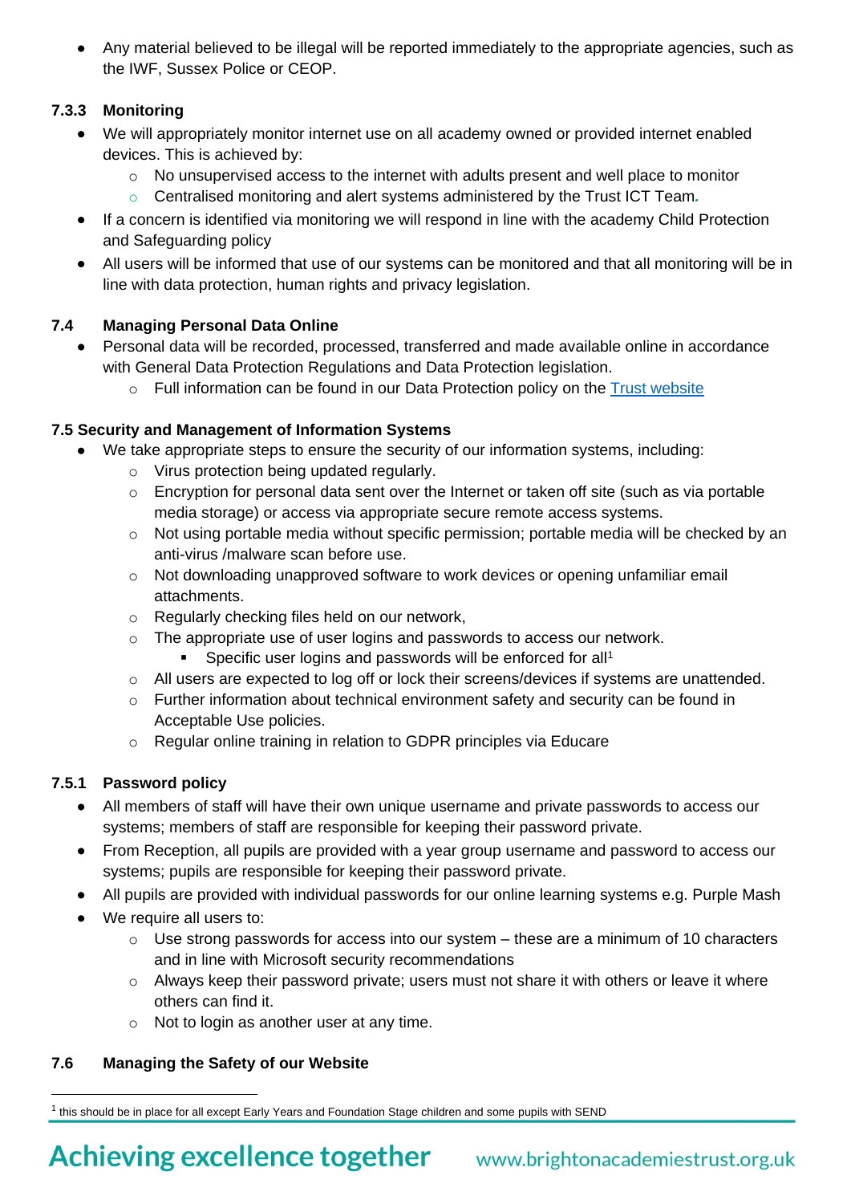- Any material believed to be illegal will be reported immediately to the appropriate agencies, such as the IWF, Sussex Police or CEOP.

#### 7.3.3 Monitoring

- We will appropriately monitor internet use on all academy owned or provided internet enabled devices. This is achieved by:
  - No unsupervised access to the internet with adults present and well place to monitor
  - Centralised monitoring and alert systems administered by the Trust ICT Team.
- If a concern is identified via monitoring we will respond in line with the academy Child Protection and Safeguarding policy
- All users will be informed that use of our systems can be monitored and that all monitoring will be in line with data protection, human rights and privacy legislation.

### 7.4 Managing Personal Data Online

- Personal data will be recorded, processed, transferred and made available online in accordance with General Data Protection Regulations and Data Protection legislation.
  - Full information can be found in our Data Protection policy on the [Trust website]()

### 7.5 Security and Management of Information Systems

- We take appropriate steps to ensure the security of our information systems, including:
  - Virus protection being updated regularly.
  - Encryption for personal data sent over the Internet or taken off site (such as via portable media storage) or access via appropriate secure remote access systems.
  - Not using portable media without specific permission; portable media will be checked by an anti-virus /malware scan before use.
  - Not downloading unapproved software to work devices or opening unfamiliar email attachments.
  - Regularly checking files held on our network,
  - The appropriate use of user logins and passwords to access our network.
    - Specific user logins and passwords will be enforced for all[1]
  - All users are expected to log off or lock their screens/devices if systems are unattended.
  - Further information about technical environment safety and security can be found in Acceptable Use policies.
  - Regular online training in relation to GDPR principles via Educare

#### 7.5.1 Password policy

- All members of staff will have their own unique username and private passwords to access our systems; members of staff are responsible for keeping their password private.
- From Reception, all pupils are provided with a year group username and password to access our systems; pupils are responsible for keeping their password private.
- All pupils are provided with individual passwords for our online learning systems e.g. Purple Mash
- We require all users to:
  - Use strong passwords for access into our system – these are a minimum of 10 characters and in line with Microsoft security recommendations
  - Always keep their password private; users must not share it with others or leave it where others can find it.
  - Not to login as another user at any time.

### 7.6 Managing the Safety of our Website

[1] this should be in place for all except Early Years and Foundation Stage children and some pupils with SEND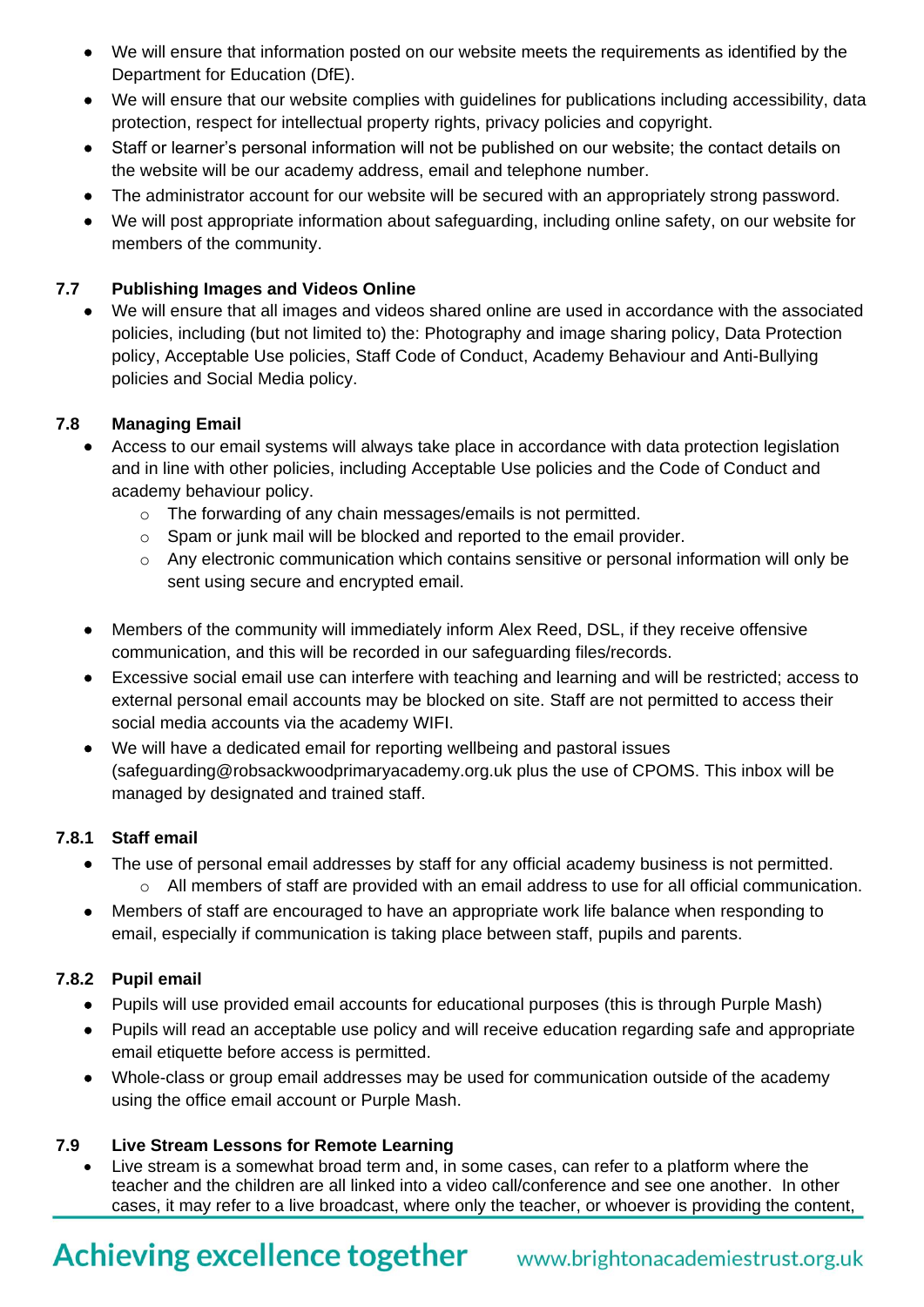- We will ensure that information posted on our website meets the requirements as identified by the Department for Education (DfE).
- We will ensure that our website complies with guidelines for publications including accessibility, data protection, respect for intellectual property rights, privacy policies and copyright.
- Staff or learner's personal information will not be published on our website; the contact details on the website will be our academy address, email and telephone number.
- The administrator account for our website will be secured with an appropriately strong password.
- We will post appropriate information about safeguarding, including online safety, on our website for members of the community.

### 7.7 Publishing Images and Videos Online

- We will ensure that all images and videos shared online are used in accordance with the associated policies, including (but not limited to) the: Photography and image sharing policy, Data Protection policy, Acceptable Use policies, Staff Code of Conduct, Academy Behaviour and Anti-Bullying policies and Social Media policy.

### 7.8 Managing Email

- Access to our email systems will always take place in accordance with data protection legislation and in line with other policies, including Acceptable Use policies and the Code of Conduct and academy behaviour policy.
  - The forwarding of any chain messages/emails is not permitted.
  - Spam or junk mail will be blocked and reported to the email provider.
  - Any electronic communication which contains sensitive or personal information will only be sent using secure and encrypted email.

- Members of the community will immediately inform Alex Reed, DSL, if they receive offensive communication, and this will be recorded in our safeguarding files/records.
- Excessive social email use can interfere with teaching and learning and will be restricted; access to external personal email accounts may be blocked on site. Staff are not permitted to access their social media accounts via the academy WIFI.
- We will have a dedicated email for reporting wellbeing and pastoral issues (safeguarding@robsackwoodprimaryacademy.org.uk plus the use of CPOMS. This inbox will be managed by designated and trained staff.

#### 7.8.1 Staff email

- The use of personal email addresses by staff for any official academy business is not permitted.
  - All members of staff are provided with an email address to use for all official communication.
- Members of staff are encouraged to have an appropriate work life balance when responding to email, especially if communication is taking place between staff, pupils and parents.

#### 7.8.2 Pupil email

- Pupils will use provided email accounts for educational purposes (this is through Purple Mash)
- Pupils will read an acceptable use policy and will receive education regarding safe and appropriate email etiquette before access is permitted.
- Whole-class or group email addresses may be used for communication outside of the academy using the office email account or Purple Mash.

### 7.9 Live Stream Lessons for Remote Learning

- Live stream is a somewhat broad term and, in some cases, can refer to a platform where the teacher and the children are all linked into a video call/conference and see one another. In other cases, it may refer to a live broadcast, where only the teacher, or whoever is providing the content,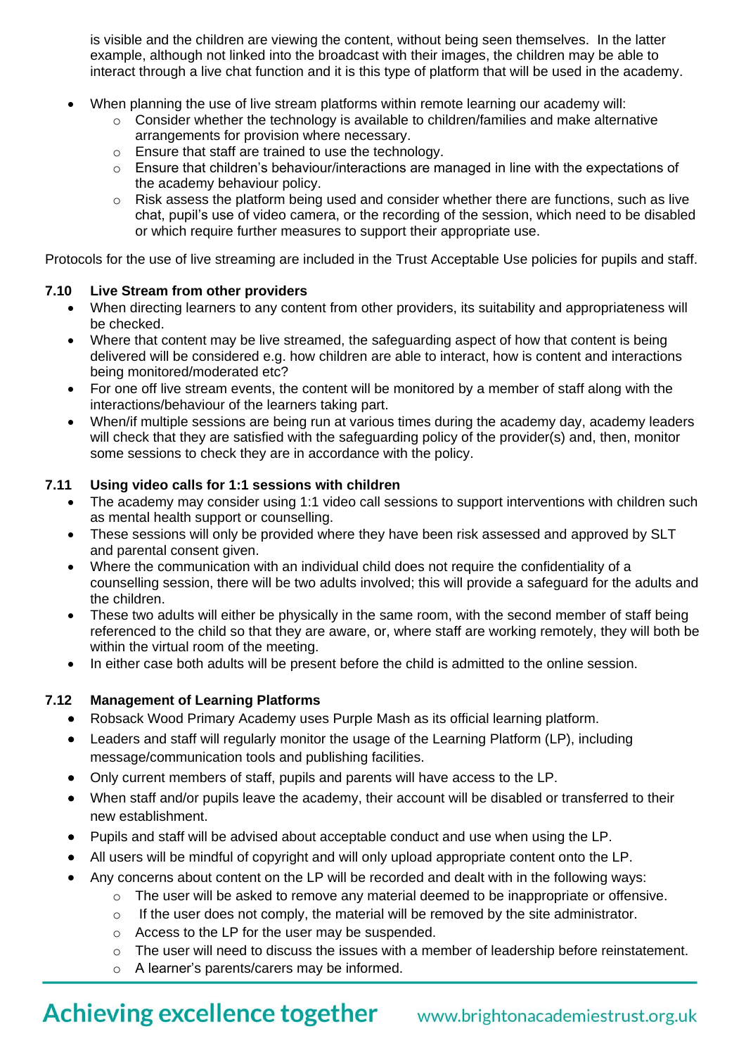is visible and the children are viewing the content, without being seen themselves. In the latter example, although not linked into the broadcast with their images, the children may be able to interact through a live chat function and it is this type of platform that will be used in the academy.

- When planning the use of live stream platforms within remote learning our academy will:
  - Consider whether the technology is available to children/families and make alternative arrangements for provision where necessary.
  - Ensure that staff are trained to use the technology.
  - Ensure that children's behaviour/interactions are managed in line with the expectations of the academy behaviour policy.
  - Risk assess the platform being used and consider whether there are functions, such as live chat, pupil's use of video camera, or the recording of the session, which need to be disabled or which require further measures to support their appropriate use.

Protocols for the use of live streaming are included in the Trust Acceptable Use policies for pupils and staff.

### 7.10 Live Stream from other providers

- When directing learners to any content from other providers, its suitability and appropriateness will be checked.
- Where that content may be live streamed, the safeguarding aspect of how that content is being delivered will be considered e.g. how children are able to interact, how is content and interactions being monitored/moderated etc?
- For one off live stream events, the content will be monitored by a member of staff along with the interactions/behaviour of the learners taking part.
- When/if multiple sessions are being run at various times during the academy day, academy leaders will check that they are satisfied with the safeguarding policy of the provider(s) and, then, monitor some sessions to check they are in accordance with the policy.

### 7.11 Using video calls for 1:1 sessions with children

- The academy may consider using 1:1 video call sessions to support interventions with children such as mental health support or counselling.
- These sessions will only be provided where they have been risk assessed and approved by SLT and parental consent given.
- Where the communication with an individual child does not require the confidentiality of a counselling session, there will be two adults involved; this will provide a safeguard for the adults and the children.
- These two adults will either be physically in the same room, with the second member of staff being referenced to the child so that they are aware, or, where staff are working remotely, they will both be within the virtual room of the meeting.
- In either case both adults will be present before the child is admitted to the online session.

### 7.12 Management of Learning Platforms

- Robsack Wood Primary Academy uses Purple Mash as its official learning platform.
- Leaders and staff will regularly monitor the usage of the Learning Platform (LP), including message/communication tools and publishing facilities.
- Only current members of staff, pupils and parents will have access to the LP.
- When staff and/or pupils leave the academy, their account will be disabled or transferred to their new establishment.
- Pupils and staff will be advised about acceptable conduct and use when using the LP.
- All users will be mindful of copyright and will only upload appropriate content onto the LP.
- Any concerns about content on the LP will be recorded and dealt with in the following ways:
  - The user will be asked to remove any material deemed to be inappropriate or offensive.
  - If the user does not comply, the material will be removed by the site administrator.
  - Access to the LP for the user may be suspended.
  - The user will need to discuss the issues with a member of leadership before reinstatement.
  - A learner's parents/carers may be informed.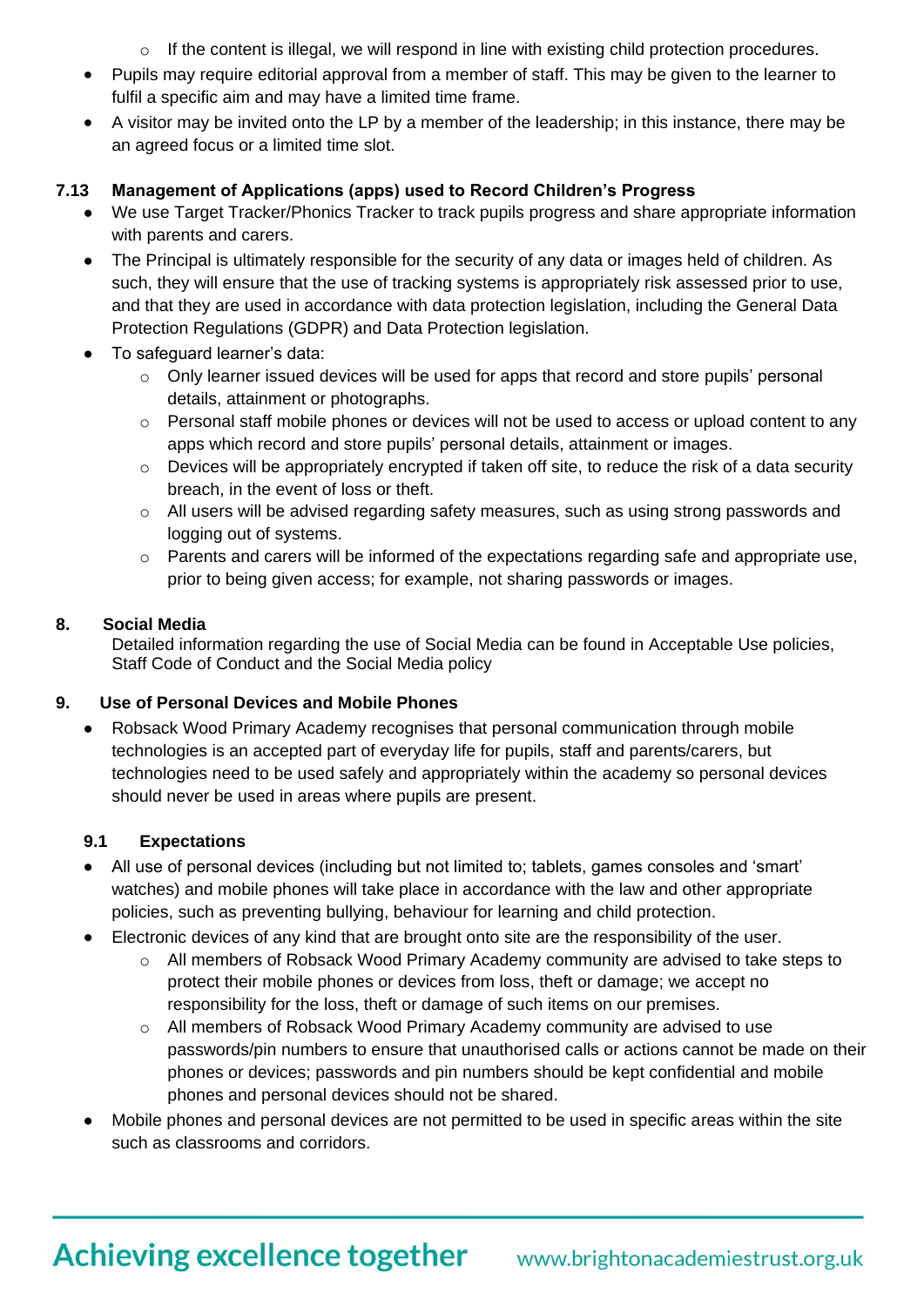- If the content is illegal, we will respond in line with existing child protection procedures.
- Pupils may require editorial approval from a member of staff. This may be given to the learner to fulfil a specific aim and may have a limited time frame.
- A visitor may be invited onto the LP by a member of the leadership; in this instance, there may be an agreed focus or a limited time slot.

### 7.13 Management of Applications (apps) used to Record Children's Progress

- We use Target Tracker/Phonics Tracker to track pupils progress and share appropriate information with parents and carers.
- The Principal is ultimately responsible for the security of any data or images held of children. As such, they will ensure that the use of tracking systems is appropriately risk assessed prior to use, and that they are used in accordance with data protection legislation, including the General Data Protection Regulations (GDPR) and Data Protection legislation.
- To safeguard learner's data:
  - Only learner issued devices will be used for apps that record and store pupils' personal details, attainment or photographs.
  - Personal staff mobile phones or devices will not be used to access or upload content to any apps which record and store pupils' personal details, attainment or images.
  - Devices will be appropriately encrypted if taken off site, to reduce the risk of a data security breach, in the event of loss or theft.
  - All users will be advised regarding safety measures, such as using strong passwords and logging out of systems.
  - Parents and carers will be informed of the expectations regarding safe and appropriate use, prior to being given access; for example, not sharing passwords or images.

## 8. Social Media

Detailed information regarding the use of Social Media can be found in Acceptable Use policies, Staff Code of Conduct and the Social Media policy

## 9. Use of Personal Devices and Mobile Phones

- Robsack Wood Primary Academy recognises that personal communication through mobile technologies is an accepted part of everyday life for pupils, staff and parents/carers, but technologies need to be used safely and appropriately within the academy so personal devices should never be used in areas where pupils are present.

### 9.1 Expectations

- All use of personal devices (including but not limited to; tablets, games consoles and 'smart' watches) and mobile phones will take place in accordance with the law and other appropriate policies, such as preventing bullying, behaviour for learning and child protection.
- Electronic devices of any kind that are brought onto site are the responsibility of the user.
  - All members of Robsack Wood Primary Academy community are advised to take steps to protect their mobile phones or devices from loss, theft or damage; we accept no responsibility for the loss, theft or damage of such items on our premises.
  - All members of Robsack Wood Primary Academy community are advised to use passwords/pin numbers to ensure that unauthorised calls or actions cannot be made on their phones or devices; passwords and pin numbers should be kept confidential and mobile phones and personal devices should not be shared.
- Mobile phones and personal devices are not permitted to be used in specific areas within the site such as classrooms and corridors.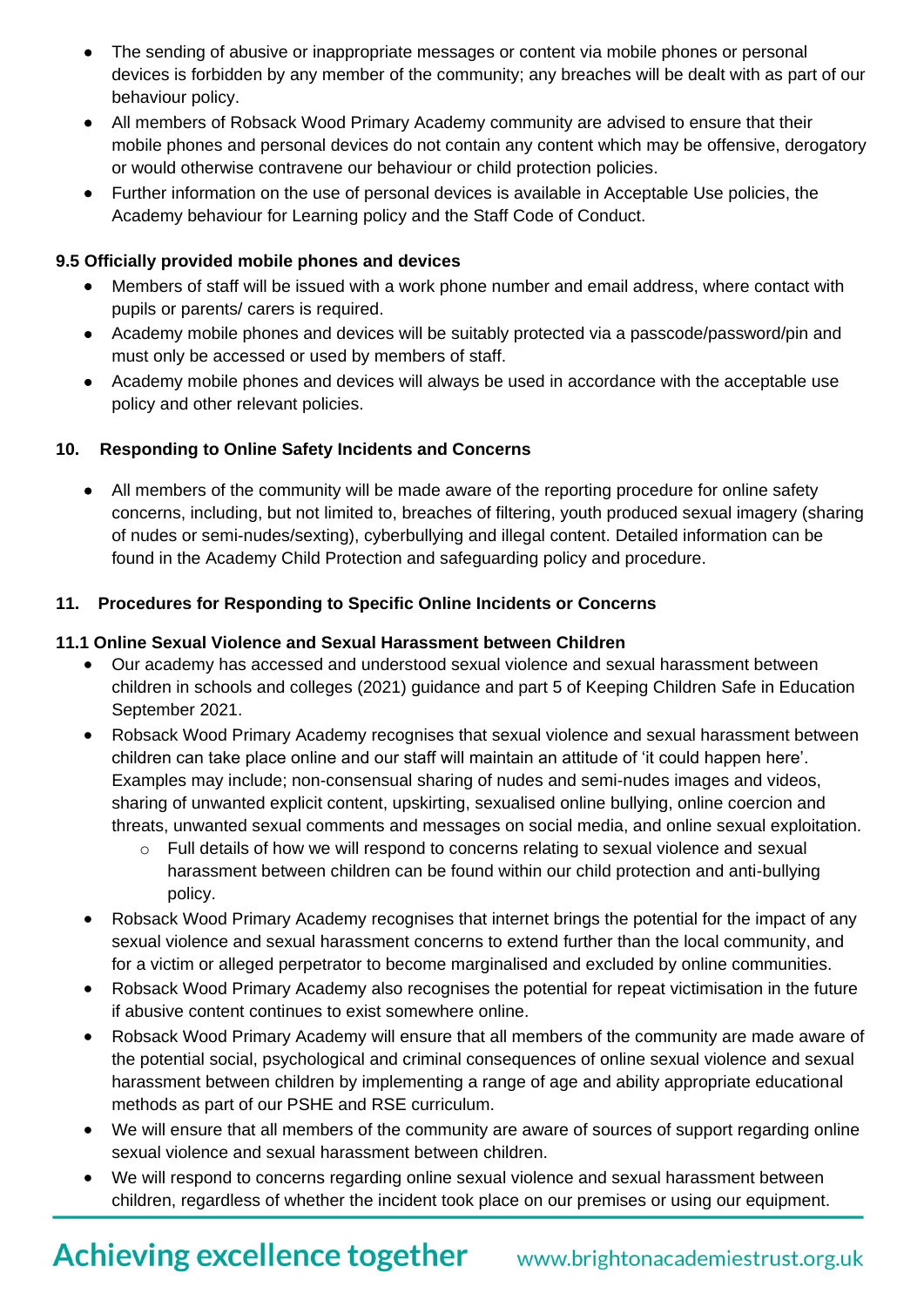- The sending of abusive or inappropriate messages or content via mobile phones or personal devices is forbidden by any member of the community; any breaches will be dealt with as part of our behaviour policy.
- All members of Robsack Wood Primary Academy community are advised to ensure that their mobile phones and personal devices do not contain any content which may be offensive, derogatory or would otherwise contravene our behaviour or child protection policies.
- Further information on the use of personal devices is available in Acceptable Use policies, the Academy behaviour for Learning policy and the Staff Code of Conduct.

**9.5 Officially provided mobile phones and devices**

- Members of staff will be issued with a work phone number and email address, where contact with pupils or parents/ carers is required.
- Academy mobile phones and devices will be suitably protected via a passcode/password/pin and must only be accessed or used by members of staff.
- Academy mobile phones and devices will always be used in accordance with the acceptable use policy and other relevant policies.

## 10. Responding to Online Safety Incidents and Concerns

- All members of the community will be made aware of the reporting procedure for online safety concerns, including, but not limited to, breaches of filtering, youth produced sexual imagery (sharing of nudes or semi-nudes/sexting), cyberbullying and illegal content. Detailed information can be found in the Academy Child Protection and safeguarding policy and procedure.

## 11. Procedures for Responding to Specific Online Incidents or Concerns

**11.1 Online Sexual Violence and Sexual Harassment between Children**

- Our academy has accessed and understood sexual violence and sexual harassment between children in schools and colleges (2021) guidance and part 5 of Keeping Children Safe in Education September 2021.
- Robsack Wood Primary Academy recognises that sexual violence and sexual harassment between children can take place online and our staff will maintain an attitude of 'it could happen here'. Examples may include; non-consensual sharing of nudes and semi-nudes images and videos, sharing of unwanted explicit content, upskirting, sexualised online bullying, online coercion and threats, unwanted sexual comments and messages on social media, and online sexual exploitation.
    - Full details of how we will respond to concerns relating to sexual violence and sexual harassment between children can be found within our child protection and anti-bullying policy.
- Robsack Wood Primary Academy recognises that internet brings the potential for the impact of any sexual violence and sexual harassment concerns to extend further than the local community, and for a victim or alleged perpetrator to become marginalised and excluded by online communities.
- Robsack Wood Primary Academy also recognises the potential for repeat victimisation in the future if abusive content continues to exist somewhere online.
- Robsack Wood Primary Academy will ensure that all members of the community are made aware of the potential social, psychological and criminal consequences of online sexual violence and sexual harassment between children by implementing a range of age and ability appropriate educational methods as part of our PSHE and RSE curriculum.
- We will ensure that all members of the community are aware of sources of support regarding online sexual violence and sexual harassment between children.
- We will respond to concerns regarding online sexual violence and sexual harassment between children, regardless of whether the incident took place on our premises or using our equipment.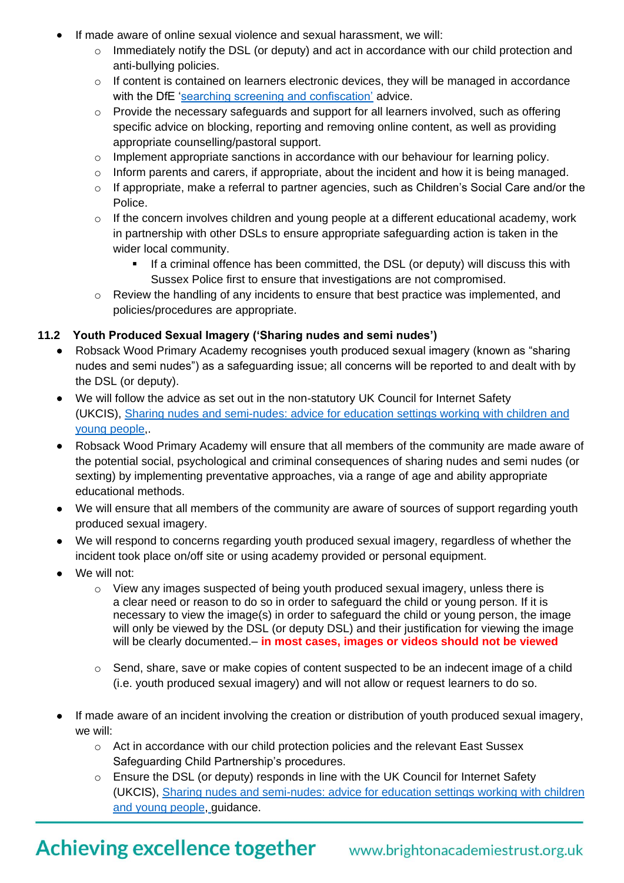- If made aware of online sexual violence and sexual harassment, we will:
    - Immediately notify the DSL (or deputy) and act in accordance with our child protection and anti-bullying policies.
    - If content is contained on learners electronic devices, they will be managed in accordance with the DfE '[searching screening and confiscation'](#) advice.
    - Provide the necessary safeguards and support for all learners involved, such as offering specific advice on blocking, reporting and removing online content, as well as providing appropriate counselling/pastoral support.
    - Implement appropriate sanctions in accordance with our behaviour for learning policy.
    - Inform parents and carers, if appropriate, about the incident and how it is being managed.
    - If appropriate, make a referral to partner agencies, such as Children's Social Care and/or the Police.
    - If the concern involves children and young people at a different educational academy, work in partnership with other DSLs to ensure appropriate safeguarding action is taken in the wider local community.
        - If a criminal offence has been committed, the DSL (or deputy) will discuss this with Sussex Police first to ensure that investigations are not compromised.
    - Review the handling of any incidents to ensure that best practice was implemented, and policies/procedures are appropriate.

### 11.2 Youth Produced Sexual Imagery ('Sharing nudes and semi nudes')

- Robsack Wood Primary Academy recognises youth produced sexual imagery (known as "sharing nudes and semi nudes") as a safeguarding issue; all concerns will be reported to and dealt with by the DSL (or deputy).
- We will follow the advice as set out in the non-statutory UK Council for Internet Safety (UKCIS), [Sharing nudes and semi-nudes: advice for education settings working with children and young people](#),.
- Robsack Wood Primary Academy will ensure that all members of the community are made aware of the potential social, psychological and criminal consequences of sharing nudes and semi nudes (or sexting) by implementing preventative approaches, via a range of age and ability appropriate educational methods.
- We will ensure that all members of the community are aware of sources of support regarding youth produced sexual imagery.
- We will respond to concerns regarding youth produced sexual imagery, regardless of whether the incident took place on/off site or using academy provided or personal equipment.
- We will not:
    - View any images suspected of being youth produced sexual imagery, unless there is a clear need or reason to do so in order to safeguard the child or young person. If it is necessary to view the image(s) in order to safeguard the child or young person, the image will only be viewed by the DSL (or deputy DSL) and their justification for viewing the image will be clearly documented.– **in most cases, images or videos should not be viewed**
    - Send, share, save or make copies of content suspected to be an indecent image of a child (i.e. youth produced sexual imagery) and will not allow or request learners to do so.
- If made aware of an incident involving the creation or distribution of youth produced sexual imagery, we will:
    - Act in accordance with our child protection policies and the relevant East Sussex Safeguarding Child Partnership's procedures.
    - Ensure the DSL (or deputy) responds in line with the UK Council for Internet Safety (UKCIS), [Sharing nudes and semi-nudes: advice for education settings working with children and young people](#), guidance.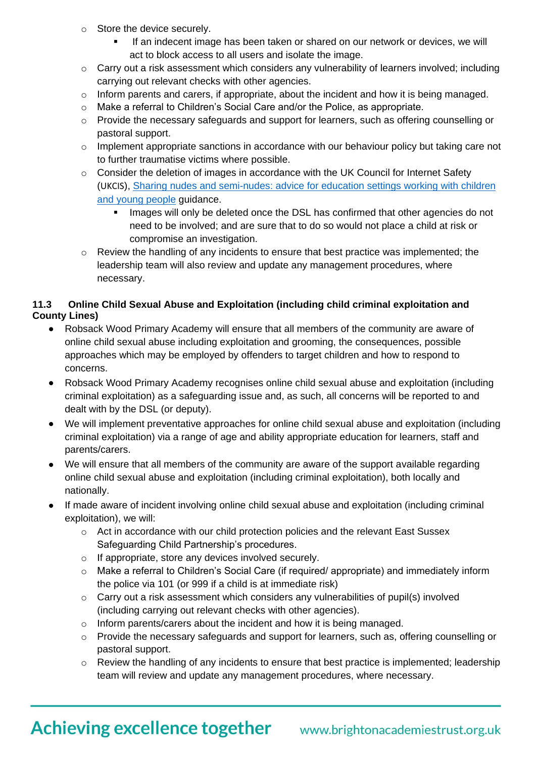- Store the device securely.
  - If an indecent image has been taken or shared on our network or devices, we will act to block access to all users and isolate the image.
- Carry out a risk assessment which considers any vulnerability of learners involved; including carrying out relevant checks with other agencies.
- Inform parents and carers, if appropriate, about the incident and how it is being managed.
- Make a referral to Children's Social Care and/or the Police, as appropriate.
- Provide the necessary safeguards and support for learners, such as offering counselling or pastoral support.
- Implement appropriate sanctions in accordance with our behaviour policy but taking care not to further traumatise victims where possible.
- Consider the deletion of images in accordance with the UK Council for Internet Safety (UKCIS), [Sharing nudes and semi-nudes: advice for education settings working with children and young people]() guidance.
  - Images will only be deleted once the DSL has confirmed that other agencies do not need to be involved; and are sure that to do so would not place a child at risk or compromise an investigation.
- Review the handling of any incidents to ensure that best practice was implemented; the leadership team will also review and update any management procedures, where necessary.

### 11.3 Online Child Sexual Abuse and Exploitation (including child criminal exploitation and County Lines)

- Robsack Wood Primary Academy will ensure that all members of the community are aware of online child sexual abuse including exploitation and grooming, the consequences, possible approaches which may be employed by offenders to target children and how to respond to concerns.
- Robsack Wood Primary Academy recognises online child sexual abuse and exploitation (including criminal exploitation) as a safeguarding issue and, as such, all concerns will be reported to and dealt with by the DSL (or deputy).
- We will implement preventative approaches for online child sexual abuse and exploitation (including criminal exploitation) via a range of age and ability appropriate education for learners, staff and parents/carers.
- We will ensure that all members of the community are aware of the support available regarding online child sexual abuse and exploitation (including criminal exploitation), both locally and nationally.
- If made aware of incident involving online child sexual abuse and exploitation (including criminal exploitation), we will:
  - Act in accordance with our child protection policies and the relevant East Sussex Safeguarding Child Partnership's procedures.
  - If appropriate, store any devices involved securely.
  - Make a referral to Children's Social Care (if required/ appropriate) and immediately inform the police via 101 (or 999 if a child is at immediate risk)
  - Carry out a risk assessment which considers any vulnerabilities of pupil(s) involved (including carrying out relevant checks with other agencies).
  - Inform parents/carers about the incident and how it is being managed.
  - Provide the necessary safeguards and support for learners, such as, offering counselling or pastoral support.
  - Review the handling of any incidents to ensure that best practice is implemented; leadership team will review and update any management procedures, where necessary.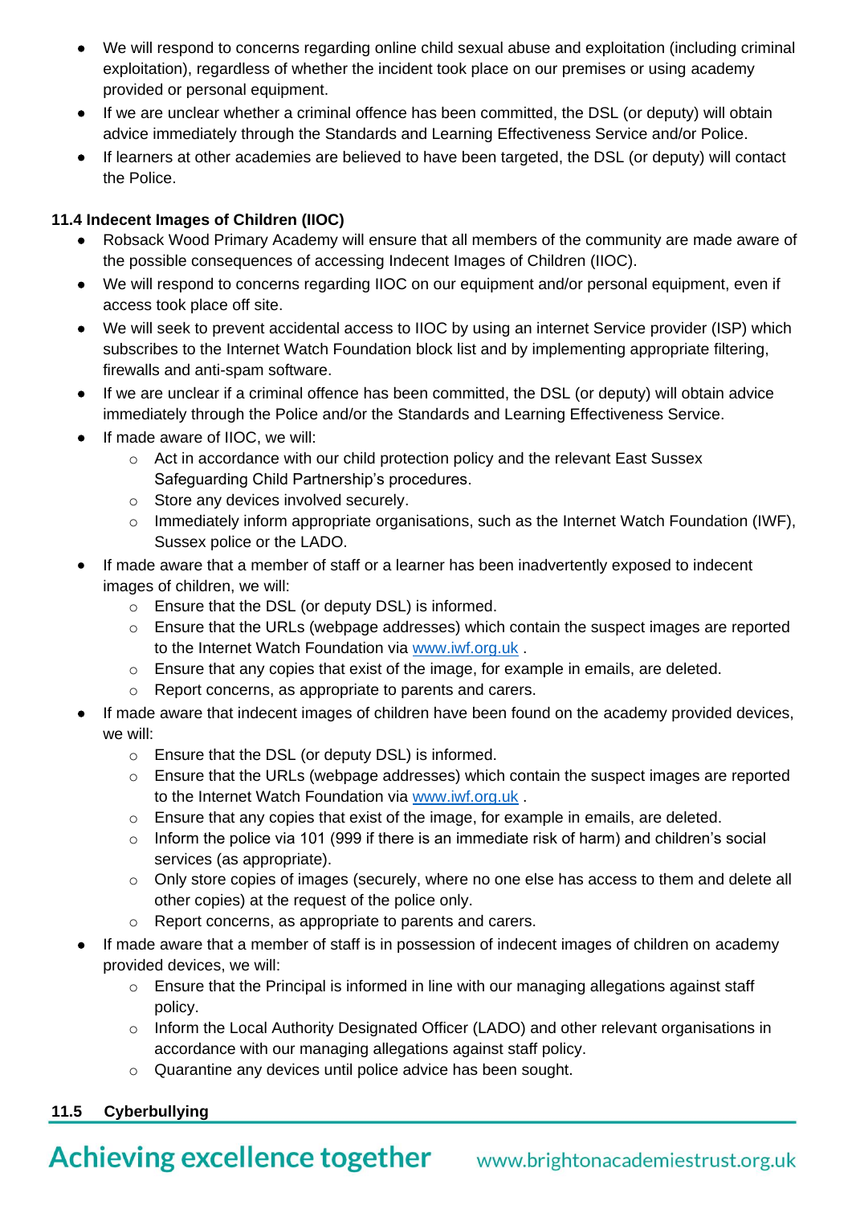- We will respond to concerns regarding online child sexual abuse and exploitation (including criminal exploitation), regardless of whether the incident took place on our premises or using academy provided or personal equipment.
- If we are unclear whether a criminal offence has been committed, the DSL (or deputy) will obtain advice immediately through the Standards and Learning Effectiveness Service and/or Police.
- If learners at other academies are believed to have been targeted, the DSL (or deputy) will contact the Police.

**11.4 Indecent Images of Children (IIOC)**

- Robsack Wood Primary Academy will ensure that all members of the community are made aware of the possible consequences of accessing Indecent Images of Children (IIOC).
- We will respond to concerns regarding IIOC on our equipment and/or personal equipment, even if access took place off site.
- We will seek to prevent accidental access to IIOC by using an internet Service provider (ISP) which subscribes to the Internet Watch Foundation block list and by implementing appropriate filtering, firewalls and anti-spam software.
- If we are unclear if a criminal offence has been committed, the DSL (or deputy) will obtain advice immediately through the Police and/or the Standards and Learning Effectiveness Service.
- If made aware of IIOC, we will:
  - Act in accordance with our child protection policy and the relevant East Sussex Safeguarding Child Partnership's procedures.
  - Store any devices involved securely.
  - Immediately inform appropriate organisations, such as the Internet Watch Foundation (IWF), Sussex police or the LADO.
- If made aware that a member of staff or a learner has been inadvertently exposed to indecent images of children, we will:
  - Ensure that the DSL (or deputy DSL) is informed.
  - Ensure that the URLs (webpage addresses) which contain the suspect images are reported to the Internet Watch Foundation via www.iwf.org.uk .
  - Ensure that any copies that exist of the image, for example in emails, are deleted.
  - Report concerns, as appropriate to parents and carers.
- If made aware that indecent images of children have been found on the academy provided devices, we will:
  - Ensure that the DSL (or deputy DSL) is informed.
  - Ensure that the URLs (webpage addresses) which contain the suspect images are reported to the Internet Watch Foundation via www.iwf.org.uk .
  - Ensure that any copies that exist of the image, for example in emails, are deleted.
  - Inform the police via 101 (999 if there is an immediate risk of harm) and children's social services (as appropriate).
  - Only store copies of images (securely, where no one else has access to them and delete all other copies) at the request of the police only.
  - Report concerns, as appropriate to parents and carers.
- If made aware that a member of staff is in possession of indecent images of children on academy provided devices, we will:
  - Ensure that the Principal is informed in line with our managing allegations against staff policy.
  - Inform the Local Authority Designated Officer (LADO) and other relevant organisations in accordance with our managing allegations against staff policy.
  - Quarantine any devices until police advice has been sought.

**11.5 Cyberbullying**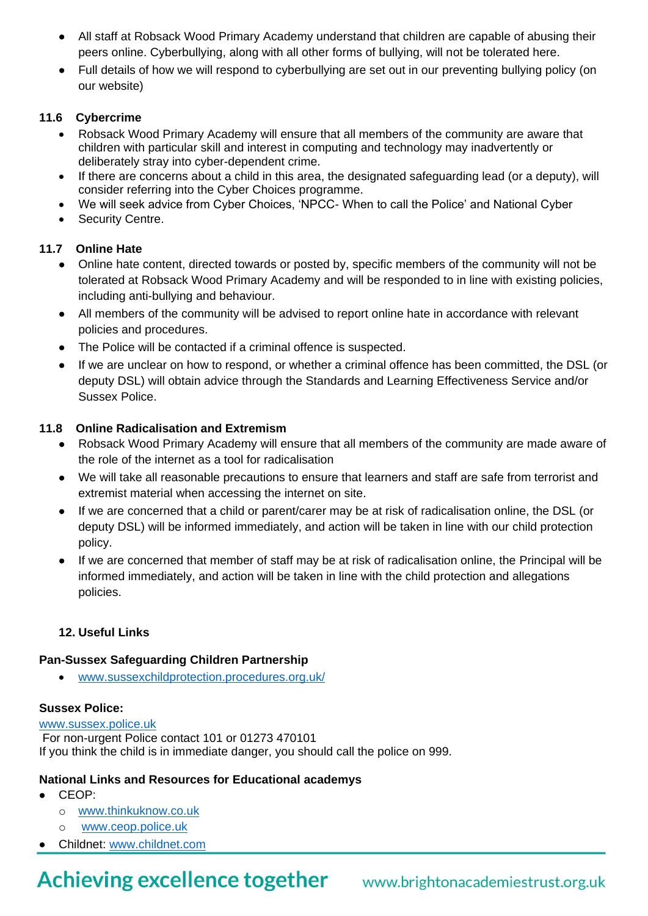- All staff at Robsack Wood Primary Academy understand that children are capable of abusing their peers online. Cyberbullying, along with all other forms of bullying, will not be tolerated here.
- Full details of how we will respond to cyberbullying are set out in our preventing bullying policy (on our website)

### 11.6 Cybercrime

- Robsack Wood Primary Academy will ensure that all members of the community are aware that children with particular skill and interest in computing and technology may inadvertently or deliberately stray into cyber-dependent crime.
- If there are concerns about a child in this area, the designated safeguarding lead (or a deputy), will consider referring into the Cyber Choices programme.
- We will seek advice from Cyber Choices, 'NPCC- When to call the Police' and National Cyber
- Security Centre.

### 11.7 Online Hate

- Online hate content, directed towards or posted by, specific members of the community will not be tolerated at Robsack Wood Primary Academy and will be responded to in line with existing policies, including anti-bullying and behaviour.
- All members of the community will be advised to report online hate in accordance with relevant policies and procedures.
- The Police will be contacted if a criminal offence is suspected.
- If we are unclear on how to respond, or whether a criminal offence has been committed, the DSL (or deputy DSL) will obtain advice through the Standards and Learning Effectiveness Service and/or Sussex Police.

### 11.8 Online Radicalisation and Extremism

- Robsack Wood Primary Academy will ensure that all members of the community are made aware of the role of the internet as a tool for radicalisation
- We will take all reasonable precautions to ensure that learners and staff are safe from terrorist and extremist material when accessing the internet on site.
- If we are concerned that a child or parent/carer may be at risk of radicalisation online, the DSL (or deputy DSL) will be informed immediately, and action will be taken in line with our child protection policy.
- If we are concerned that member of staff may be at risk of radicalisation online, the Principal will be informed immediately, and action will be taken in line with the child protection and allegations policies.

## 12. Useful Links

**Pan-Sussex Safeguarding Children Partnership**

- www.sussexchildprotection.procedures.org.uk/

**Sussex Police:**

www.sussex.police.uk
For non-urgent Police contact 101 or 01273 470101
If you think the child is in immediate danger, you should call the police on 999.

**National Links and Resources for Educational academys**

- CEOP:
  - www.thinkuknow.co.uk
  - www.ceop.police.uk
- Childnet: www.childnet.com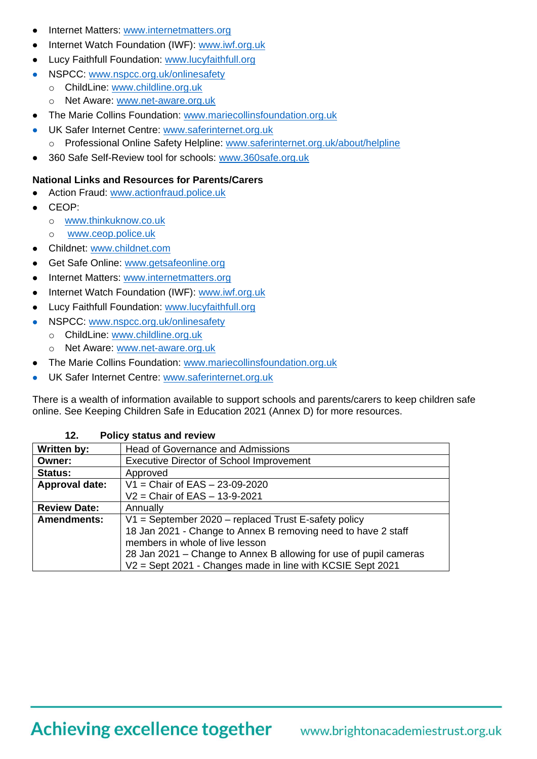- Internet Matters: www.internetmatters.org
- Internet Watch Foundation (IWF): www.iwf.org.uk
- Lucy Faithfull Foundation: www.lucyfaithfull.org
- NSPCC: www.nspcc.org.uk/onlinesafety
  - ChildLine: www.childline.org.uk
  - Net Aware: www.net-aware.org.uk
- The Marie Collins Foundation: www.mariecollinsfoundation.org.uk
- UK Safer Internet Centre: www.saferinternet.org.uk
  - Professional Online Safety Helpline: www.saferinternet.org.uk/about/helpline
- 360 Safe Self-Review tool for schools: www.360safe.org.uk

**National Links and Resources for Parents/Carers**

- Action Fraud: www.actionfraud.police.uk
- CEOP:
  - www.thinkuknow.co.uk
  - www.ceop.police.uk
- Childnet: www.childnet.com
- Get Safe Online: www.getsafeonline.org
- Internet Matters: www.internetmatters.org
- Internet Watch Foundation (IWF): www.iwf.org.uk
- Lucy Faithfull Foundation: www.lucyfaithfull.org
- NSPCC: www.nspcc.org.uk/onlinesafety
  - ChildLine: www.childline.org.uk
  - Net Aware: www.net-aware.org.uk
- The Marie Collins Foundation: www.mariecollinsfoundation.org.uk
- UK Safer Internet Centre: www.saferinternet.org.uk

There is a wealth of information available to support schools and parents/carers to keep children safe online. See Keeping Children Safe in Education 2021 (Annex D) for more resources.

## 12. Policy status and review

| | |
|---|---|
| **Written by:** | Head of Governance and Admissions |
| **Owner:** | Executive Director of School Improvement |
| **Status:** | Approved |
| **Approval date:** | V1 = Chair of EAS – 23-09-2020<br>V2 = Chair of EAS – 13-9-2021 |
| **Review Date:** | Annually |
| **Amendments:** | V1 = September 2020 – replaced Trust E-safety policy<br>18 Jan 2021 - Change to Annex B removing need to have 2 staff members in whole of live lesson<br>28 Jan 2021 – Change to Annex B allowing for use of pupil cameras<br>V2 = Sept 2021 - Changes made in line with KCSIE Sept 2021 |